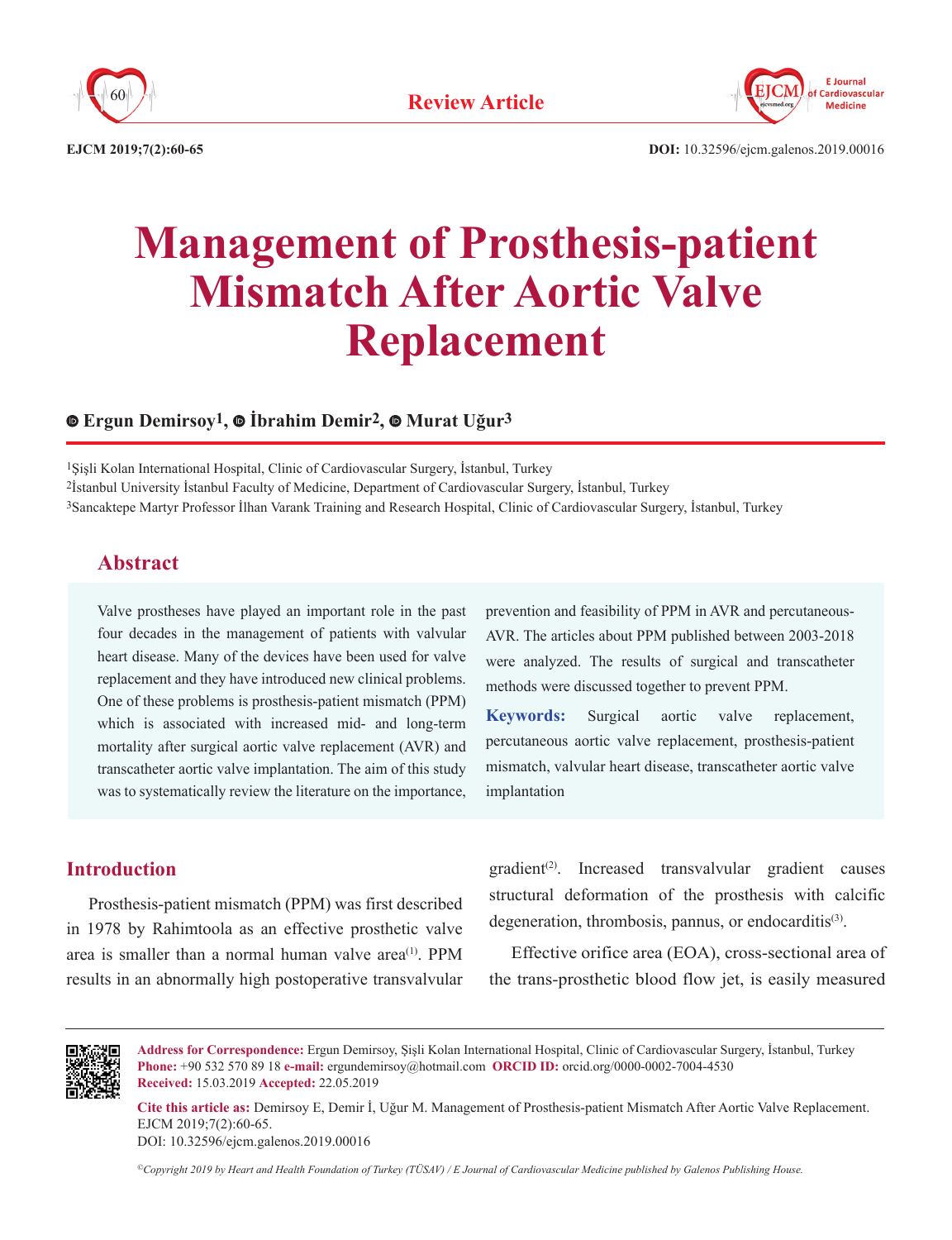Review Article

DOI: 10.32596/ejcm.galenos.2019.00016

# Management of Prosthesis-patient Mismatch After Aortic Valve Replacement

**Ergun Demirsoy[1], İbrahim Demir[2], Murat Uğur[3]**

[1]Şişli Kolan International Hospital, Clinic of Cardiovascular Surgery, İstanbul, Turkey
[2]İstanbul University İstanbul Faculty of Medicine, Department of Cardiovascular Surgery, İstanbul, Turkey
[3]Sancaktepe Martyr Professor İlhan Varank Training and Research Hospital, Clinic of Cardiovascular Surgery, İstanbul, Turkey

## Abstract

Valve prostheses have played an important role in the past four decades in the management of patients with valvular heart disease. Many of the devices have been used for valve replacement and they have introduced new clinical problems. One of these problems is prosthesis-patient mismatch (PPM) which is associated with increased mid- and long-term mortality after surgical aortic valve replacement (AVR) and transcatheter aortic valve implantation. The aim of this study was to systematically review the literature on the importance, prevention and feasibility of PPM in AVR and percutaneous-AVR. The articles about PPM published between 2003-2018 were analyzed. The results of surgical and transcatheter methods were discussed together to prevent PPM.

**Keywords:** Surgical aortic valve replacement, percutaneous aortic valve replacement, prosthesis-patient mismatch, valvular heart disease, transcatheter aortic valve implantation

## Introduction

Prosthesis-patient mismatch (PPM) was first described in 1978 by Rahimtoola as an effective prosthetic valve area is smaller than a normal human valve area[1]. PPM results in an abnormally high postoperative transvalvular gradient[2]. Increased transvalvular gradient causes structural deformation of the prosthesis with calcific degeneration, thrombosis, pannus, or endocarditis[3].

Effective orifice area (EOA), cross-sectional area of the trans-prosthetic blood flow jet, is easily measured

**Address for Correspondence:** Ergun Demirsoy, Şişli Kolan International Hospital, Clinic of Cardiovascular Surgery, İstanbul, Turkey
**Phone:** +90 532 570 89 18 **e-mail:** ergundemirsoy@hotmail.com **ORCID ID:** orcid.org/0000-0002-7004-4530
**Received:** 15.03.2019 **Accepted:** 22.05.2019

**Cite this article as:** Demirsoy E, Demir İ, Uğur M. Management of Prosthesis-patient Mismatch After Aortic Valve Replacement. EJCM 2019;7(2):60-65.
DOI: 10.32596/ejcm.galenos.2019.00016

*©Copyright 2019 by Heart and Health Foundation of Turkey (TÜSAV) / E Journal of Cardiovascular Medicine published by Galenos Publishing House.*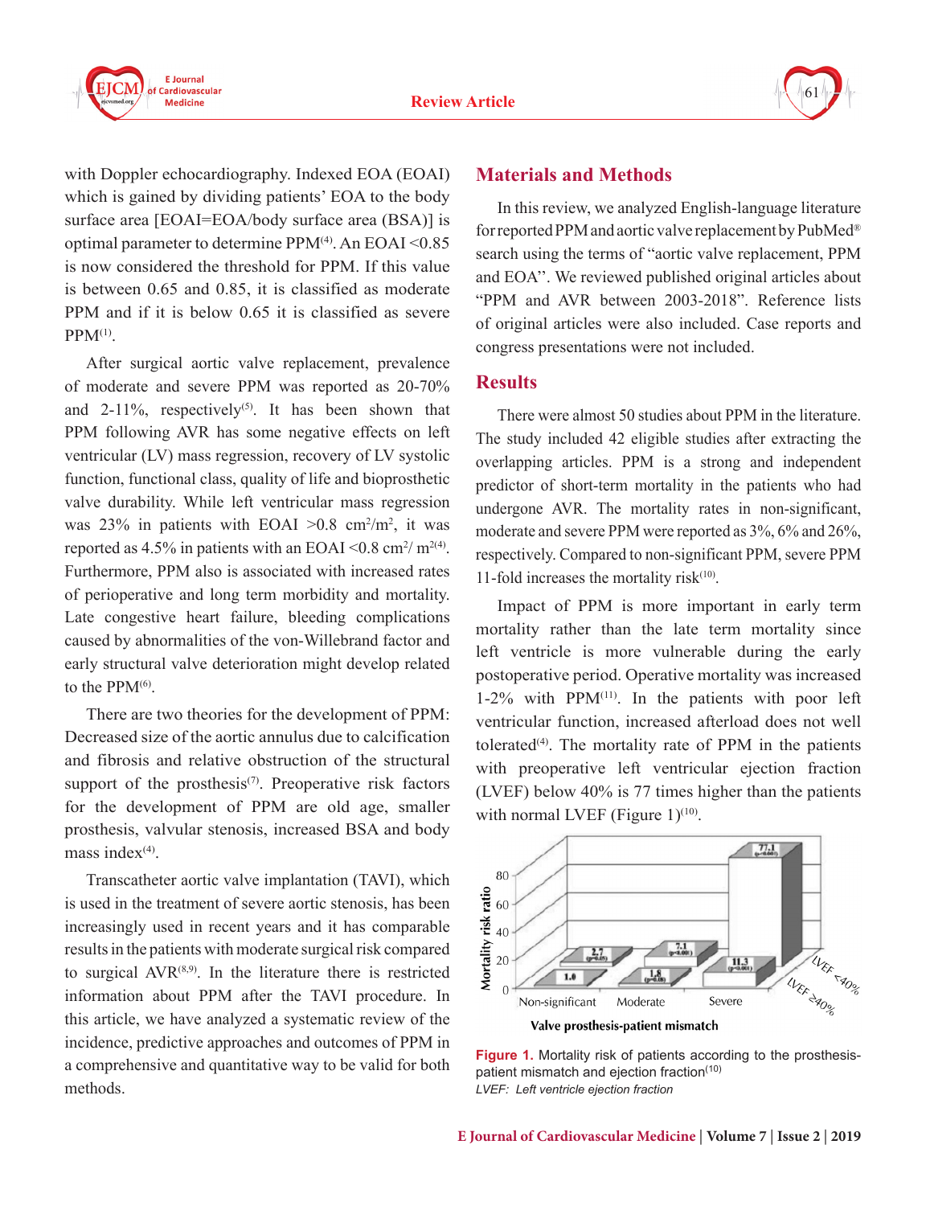with Doppler echocardiography. Indexed EOA (EOAI) which is gained by dividing patients' EOA to the body surface area [EOAI=EOA/body surface area (BSA)] is optimal parameter to determine PPM[4]. An EOAI <0.85 is now considered the threshold for PPM. If this value is between 0.65 and 0.85, it is classified as moderate PPM and if it is below 0.65 it is classified as severe PPM[1].

After surgical aortic valve replacement, prevalence of moderate and severe PPM was reported as 20-70% and 2-11%, respectively[5]. It has been shown that PPM following AVR has some negative effects on left ventricular (LV) mass regression, recovery of LV systolic function, functional class, quality of life and bioprosthetic valve durability. While left ventricular mass regression was 23% in patients with EOAI >0.8 $cm^2/m^2$, it was reported as 4.5% in patients with an EOAI <0.8 $cm^2/m^2$[4]. Furthermore, PPM also is associated with increased rates of perioperative and long term morbidity and mortality. Late congestive heart failure, bleeding complications caused by abnormalities of the von-Willebrand factor and early structural valve deterioration might develop related to the PPM[6].

There are two theories for the development of PPM: Decreased size of the aortic annulus due to calcification and fibrosis and relative obstruction of the structural support of the prosthesis[7]. Preoperative risk factors for the development of PPM are old age, smaller prosthesis, valvular stenosis, increased BSA and body mass index[4].

Transcatheter aortic valve implantation (TAVI), which is used in the treatment of severe aortic stenosis, has been increasingly used in recent years and it has comparable results in the patients with moderate surgical risk compared to surgical AVR[8,9]. In the literature there is restricted information about PPM after the TAVI procedure. In this article, we have analyzed a systematic review of the incidence, predictive approaches and outcomes of PPM in a comprehensive and quantitative way to be valid for both methods.

## Materials and Methods

In this review, we analyzed English-language literature for reported PPM and aortic valve replacement by PubMed® search using the terms of "aortic valve replacement, PPM and EOA". We reviewed published original articles about "PPM and AVR between 2003-2018". Reference lists of original articles were also included. Case reports and congress presentations were not included.

## Results

There were almost 50 studies about PPM in the literature. The study included 42 eligible studies after extracting the overlapping articles. PPM is a strong and independent predictor of short-term mortality in the patients who had undergone AVR. The mortality rates in non-significant, moderate and severe PPM were reported as 3%, 6% and 26%, respectively. Compared to non-significant PPM, severe PPM 11-fold increases the mortality risk[10].

Impact of PPM is more important in early term mortality rather than the late term mortality since left ventricle is more vulnerable during the early postoperative period. Operative mortality was increased 1-2% with PPM[11]. In the patients with poor left ventricular function, increased afterload does not well tolerated[4]. The mortality rate of PPM in the patients with preoperative left ventricular ejection fraction (LVEF) below 40% is 77 times higher than the patients with normal LVEF (Figure 1)[10].

**Figure 1.** Mortality risk of patients according to the prosthesis-patient mismatch and ejection fraction[10]
*LVEF: Left ventricle ejection fraction*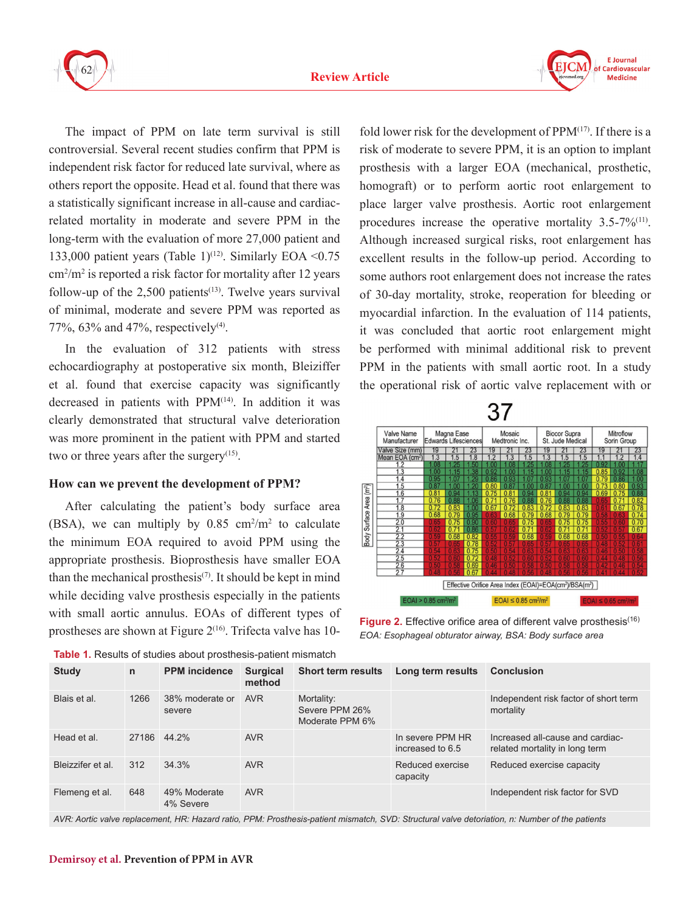The impact of PPM on late term survival is still controversial. Several recent studies confirm that PPM is independent risk factor for reduced late survival, where as others report the opposite. Head et al. found that there was a statistically significant increase in all-cause and cardiac-related mortality in moderate and severe PPM in the long-term with the evaluation of more 27,000 patient and 133,000 patient years (Table 1)[12]. Similarly EOA <0.75 $cm^2/m^2$ is reported a risk factor for mortality after 12 years follow-up of the 2,500 patients[13]. Twelve years survival of minimal, moderate and severe PPM was reported as 77%, 63% and 47%, respectively[4].

In the evaluation of 312 patients with stress echocardiography at postoperative six month, Bleiziffer et al. found that exercise capacity was significantly decreased in patients with PPM[14]. In addition it was clearly demonstrated that structural valve deterioration was more prominent in the patient with PPM and started two or three years after the surgery[15].

### How can we prevent the development of PPM?

After calculating the patient's body surface area (BSA), we can multiply by 0.85 $cm^2/m^2$ to calculate the minimum EOA required to avoid PPM using the appropriate prosthesis. Bioprosthesis have smaller EOA than the mechanical prosthesis[7]. It should be kept in mind while deciding valve prosthesis especially in the patients with small aortic annulus. EOAs of different types of prostheses are shown at Figure 2[16]. Trifecta valve has 10-fold lower risk for the development of PPM[17]. If there is a risk of moderate to severe PPM, it is an option to implant prosthesis with a larger EOA (mechanical, prosthetic, homograft) or to perform aortic root enlargement to place larger valve prosthesis. Aortic root enlargement procedures increase the operative mortality 3.5-7%[11]. Although increased surgical risks, root enlargement has excellent results in the follow-up period. According to some authors root enlargement does not increase the rates of 30-day mortality, stroke, reoperation for bleeding or myocardial infarction. In the evaluation of 114 patients, it was concluded that aortic root enlargement might be performed with minimal additional risk to prevent PPM in the patients with small aortic root. In a study the operational risk of aortic valve replacement with or

37

| Valve Name / Manufacturer | Magna Ease / Edwards Lifesciences | | | Mosaic / Medtronic Inc. | | | Biocor Supra / St. Jude Medical | | | Mitroflow / Sorin Group | | |
|---|---|---|---|---|---|---|---|---|---|---|---|---|
| Valve Size (mm) | 19 | 21 | 23 | 19 | 21 | 23 | 19 | 21 | 23 | 19 | 21 | 23 |
| Mean EOA ($cm^2$) | 1.3 | 1.5 | 1.8 | 1.2 | 1.3 | 1.5 | 1.3 | 1.5 | 1.5 | 1.1 | 1.2 | 1.4 |
| Body Surface Area ($m^2$) 1.2 | 1.08 | 1.25 | 1.50 | 1.00 | 1.08 | 1.25 | 1.08 | 1.25 | 1.25 | 0.92 | 1.00 | 1.17 |
| 1.3 | 1.00 | 1.15 | 1.38 | 0.92 | 1.00 | 1.15 | 1.00 | 1.15 | 1.15 | 0.85 | 0.92 | 1.08 |
| 1.4 | 0.95 | 1.07 | 1.29 | 0.86 | 0.93 | 1.07 | 0.93 | 1.07 | 1.07 | 0.79 | 0.86 | 1.00 |
| 1.5 | 0.87 | 1.00 | 1.20 | 0.80 | 0.87 | 1.00 | 0.87 | 1.00 | 1.00 | 0.73 | 0.80 | 0.93 |
| 1.6 | 0.81 | 0.94 | 1.13 | 0.75 | 0.81 | 0.94 | 0.81 | 0.94 | 0.94 | 0.69 | 0.75 | 0.88 |
| 1.7 | 0.76 | 0.88 | 1.06 | 0.71 | 0.76 | 0.88 | 0.76 | 0.88 | 0.88 | 0.65 | 0.71 | 0.82 |
| 1.8 | 0.72 | 0.83 | 1.00 | 0.67 | 0.72 | 0.83 | 0.72 | 0.83 | 0.83 | 0.61 | 0.67 | 0.78 |
| 1.9 | 0.68 | 0.79 | 0.95 | 0.63 | 0.68 | 0.79 | 0.68 | 0.79 | 0.79 | 0.58 | 0.63 | 0.74 |
| 2.0 | 0.65 | 0.75 | 0.90 | 0.60 | 0.65 | 0.75 | 0.65 | 0.75 | 0.75 | 0.55 | 0.60 | 0.70 |
| 2.1 | 0.62 | 0.71 | 0.86 | 0.57 | 0.62 | 0.71 | 0.62 | 0.71 | 0.71 | 0.52 | 0.57 | 0.67 |
| 2.2 | 0.59 | 0.68 | 0.82 | 0.55 | 0.59 | 0.68 | 0.59 | 0.68 | 0.68 | 0.50 | 0.55 | 0.64 |
| 2.3 | 0.57 | 0.65 | 0.78 | 0.52 | 0.57 | 0.65 | 0.57 | 0.65 | 0.65 | 0.48 | 0.52 | 0.61 |
| 2.4 | 0.54 | 0.63 | 0.75 | 0.50 | 0.54 | 0.63 | 0.54 | 0.63 | 0.63 | 0.46 | 0.50 | 0.58 |
| 2.5 | 0.52 | 0.60 | 0.72 | 0.48 | 0.52 | 0.60 | 0.52 | 0.60 | 0.60 | 0.44 | 0.48 | 0.56 |
| 2.6 | 0.50 | 0.58 | 0.69 | 0.46 | 0.50 | 0.58 | 0.50 | 0.58 | 0.58 | 0.42 | 0.46 | 0.54 |
| 2.7 | 0.48 | 0.56 | 0.67 | 0.44 | 0.48 | 0.56 | 0.48 | 0.56 | 0.56 | 0.41 | 0.44 | 0.52 |

Effective Orifice Area Index (EOAI)=EOA($cm^2$)/BSA($m^2$)

EOAI > 0.85 $cm^2/m^2$ | EOAI ≤ 0.85 $cm^2/m^2$ | EOAI ≤ 0.65 $cm^2/m^2$

**Figure 2.** Effective orifice area of different valve prosthesis[16]
*EOA: Esophageal obturator airway, BSA: Body surface area*

**Table 1.** Results of studies about prosthesis-patient mismatch

| Study | n | PPM incidence | Surgical method | Short term results | Long term results | Conclusion |
|---|---|---|---|---|---|---|
| Blais et al. | 1266 | 38% moderate or severe | AVR | Mortality: Severe PPM 26% Moderate PPM 6% | | Independent risk factor of short term mortality |
| Head et al. | 27186 | 44.2% | AVR | | In severe PPM HR increased to 6.5 | Increased all-cause and cardiac-related mortality in long term |
| Bleizzifer et al. | 312 | 34.3% | AVR | | Reduced exercise capacity | Reduced exercise capacity |
| Flemeng et al. | 648 | 49% Moderate 4% Severe | AVR | | | Independent risk factor for SVD |

*AVR: Aortic valve replacement, HR: Hazard ratio, PPM: Prosthesis-patient mismatch, SVD: Structural valve detoriation, n: Number of the patients*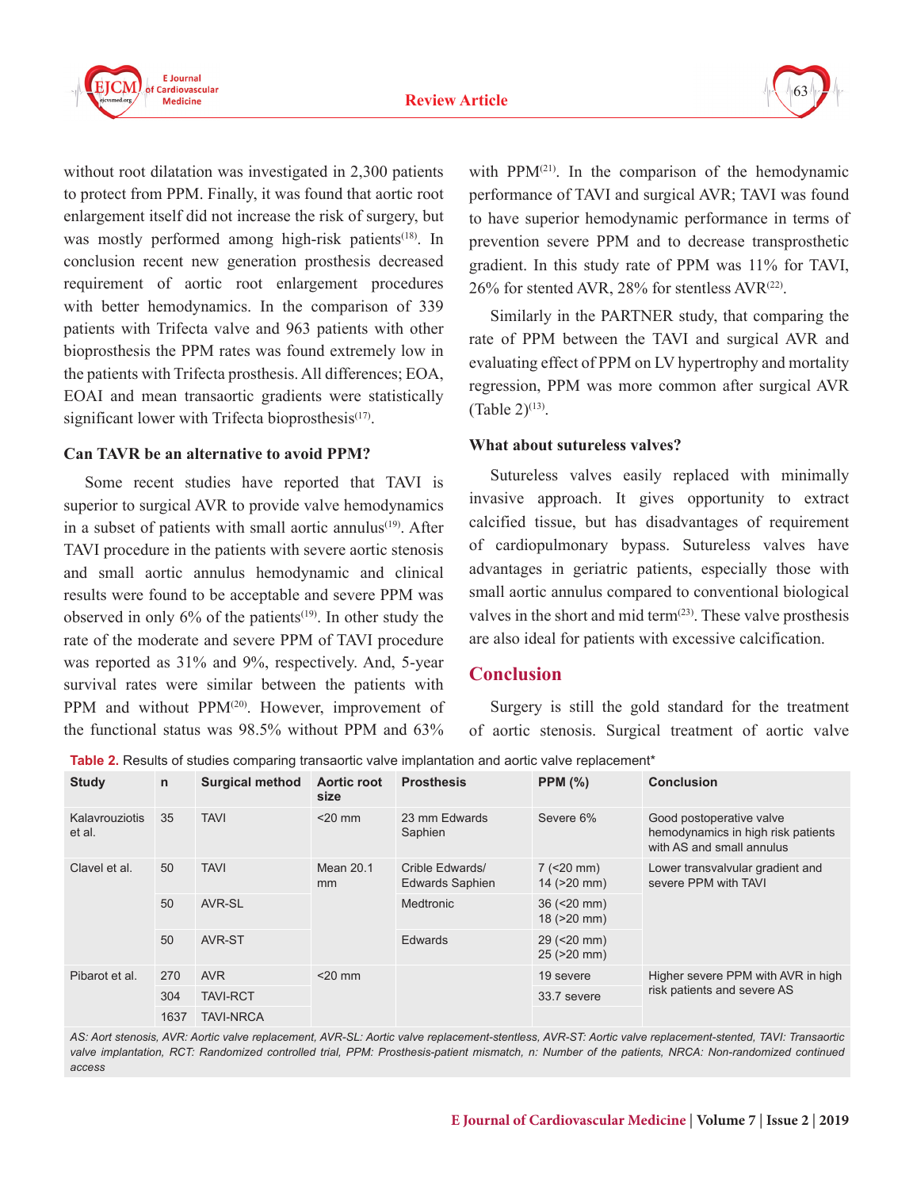without root dilatation was investigated in 2,300 patients to protect from PPM. Finally, it was found that aortic root enlargement itself did not increase the risk of surgery, but was mostly performed among high-risk patients[18]. In conclusion recent new generation prosthesis decreased requirement of aortic root enlargement procedures with better hemodynamics. In the comparison of 339 patients with Trifecta valve and 963 patients with other bioprosthesis the PPM rates was found extremely low in the patients with Trifecta prosthesis. All differences; EOA, EOAI and mean transaortic gradients were statistically significant lower with Trifecta bioprosthesis[17].

### Can TAVR be an alternative to avoid PPM?

Some recent studies have reported that TAVI is superior to surgical AVR to provide valve hemodynamics in a subset of patients with small aortic annulus[19]. After TAVI procedure in the patients with severe aortic stenosis and small aortic annulus hemodynamic and clinical results were found to be acceptable and severe PPM was observed in only 6% of the patients[19]. In other study the rate of the moderate and severe PPM of TAVI procedure was reported as 31% and 9%, respectively. And, 5-year survival rates were similar between the patients with PPM and without PPM[20]. However, improvement of the functional status was 98.5% without PPM and 63% with PPM[21]. In the comparison of the hemodynamic performance of TAVI and surgical AVR; TAVI was found to have superior hemodynamic performance in terms of prevention severe PPM and to decrease transprosthetic gradient. In this study rate of PPM was 11% for TAVI, 26% for stented AVR, 28% for stentless AVR[22].

Similarly in the PARTNER study, that comparing the rate of PPM between the TAVI and surgical AVR and evaluating effect of PPM on LV hypertrophy and mortality regression, PPM was more common after surgical AVR (Table 2)[13].

### What about sutureless valves?

Sutureless valves easily replaced with minimally invasive approach. It gives opportunity to extract calcified tissue, but has disadvantages of requirement of cardiopulmonary bypass. Sutureless valves have advantages in geriatric patients, especially those with small aortic annulus compared to conventional biological valves in the short and mid term[23]. These valve prosthesis are also ideal for patients with excessive calcification.

## Conclusion

Surgery is still the gold standard for the treatment of aortic stenosis. Surgical treatment of aortic valve

**Table 2.** Results of studies comparing transaortic valve implantation and aortic valve replacement*

| Study | n | Surgical method | Aortic root size | Prosthesis | PPM (%) | Conclusion |
|---|---|---|---|---|---|---|
| Kalavrouziotis et al. | 35 | TAVI | <20 mm | 23 mm Edwards Saphien | Severe 6% | Good postoperative valve hemodynamics in high risk patients with AS and small annulus |
| Clavel et al. | 50 | TAVI | Mean 20.1 mm | Crible Edwards/ Edwards Saphien | 7 (<20 mm) 14 (>20 mm) | Lower transvalvular gradient and severe PPM with TAVI |
| | 50 | AVR-SL | | Medtronic | 36 (<20 mm) 18 (>20 mm) | |
| | 50 | AVR-ST | | Edwards | 29 (<20 mm) 25 (>20 mm) | |
| Pibarot et al. | 270 | AVR | <20 mm | | 19 severe | Higher severe PPM with AVR in high risk patients and severe AS |
| | 304 | TAVI-RCT | | | 33.7 severe | |
| | 1637 | TAVI-NRCA | | | | |

*AS: Aort stenosis, AVR: Aortic valve replacement, AVR-SL: Aortic valve replacement-stentless, AVR-ST: Aortic valve replacement-stented, TAVI: Transaortic valve implantation, RCT: Randomized controlled trial, PPM: Prosthesis-patient mismatch, n: Number of the patients, NRCA: Non-randomized continued access*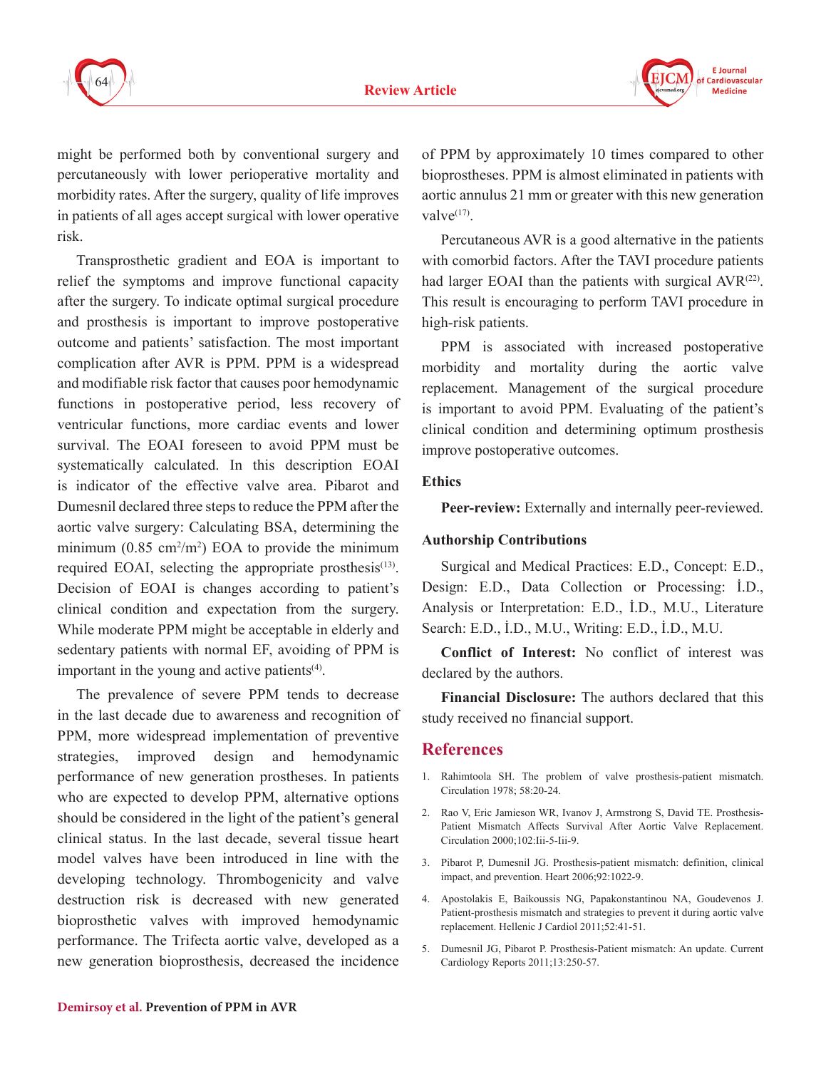might be performed both by conventional surgery and percutaneously with lower perioperative mortality and morbidity rates. After the surgery, quality of life improves in patients of all ages accept surgical with lower operative risk.

Transprosthetic gradient and EOA is important to relief the symptoms and improve functional capacity after the surgery. To indicate optimal surgical procedure and prosthesis is important to improve postoperative outcome and patients' satisfaction. The most important complication after AVR is PPM. PPM is a widespread and modifiable risk factor that causes poor hemodynamic functions in postoperative period, less recovery of ventricular functions, more cardiac events and lower survival. The EOAI foreseen to avoid PPM must be systematically calculated. In this description EOAI is indicator of the effective valve area. Pibarot and Dumesnil declared three steps to reduce the PPM after the aortic valve surgery: Calculating BSA, determining the minimum (0.85 $cm^2/m^2$) EOA to provide the minimum required EOAI, selecting the appropriate prosthesis[13]. Decision of EOAI is changes according to patient's clinical condition and expectation from the surgery. While moderate PPM might be acceptable in elderly and sedentary patients with normal EF, avoiding of PPM is important in the young and active patients[4].

The prevalence of severe PPM tends to decrease in the last decade due to awareness and recognition of PPM, more widespread implementation of preventive strategies, improved design and hemodynamic performance of new generation prostheses. In patients who are expected to develop PPM, alternative options should be considered in the light of the patient's general clinical status. In the last decade, several tissue heart model valves have been introduced in line with the developing technology. Thrombogenicity and valve destruction risk is decreased with new generated bioprosthetic valves with improved hemodynamic performance. The Trifecta aortic valve, developed as a new generation bioprosthesis, decreased the incidence of PPM by approximately 10 times compared to other bioprostheses. PPM is almost eliminated in patients with aortic annulus 21 mm or greater with this new generation valve[17].

Percutaneous AVR is a good alternative in the patients with comorbid factors. After the TAVI procedure patients had larger EOAI than the patients with surgical AVR[22]. This result is encouraging to perform TAVI procedure in high-risk patients.

PPM is associated with increased postoperative morbidity and mortality during the aortic valve replacement. Management of the surgical procedure is important to avoid PPM. Evaluating of the patient's clinical condition and determining optimum prosthesis improve postoperative outcomes.

### Ethics

**Peer-review:** Externally and internally peer-reviewed.

### Authorship Contributions

Surgical and Medical Practices: E.D., Concept: E.D., Design: E.D., Data Collection or Processing: İ.D., Analysis or Interpretation: E.D., İ.D., M.U., Literature Search: E.D., İ.D., M.U., Writing: E.D., İ.D., M.U.

**Conflict of Interest:** No conflict of interest was declared by the authors.

**Financial Disclosure:** The authors declared that this study received no financial support.

## References

1. Rahimtoola SH. The problem of valve prosthesis-patient mismatch. Circulation 1978; 58:20-24.
2. Rao V, Eric Jamieson WR, Ivanov J, Armstrong S, David TE. Prosthesis-Patient Mismatch Affects Survival After Aortic Valve Replacement. Circulation 2000;102:Iii-5-Iii-9.
3. Pibarot P, Dumesnil JG. Prosthesis-patient mismatch: definition, clinical impact, and prevention. Heart 2006;92:1022-9.
4. Apostolakis E, Baikoussis NG, Papakonstantinou NA, Goudevenos J. Patient-prosthesis mismatch and strategies to prevent it during aortic valve replacement. Hellenic J Cardiol 2011;52:41-51.
5. Dumesnil JG, Pibarot P. Prosthesis-Patient mismatch: An update. Current Cardiology Reports 2011;13:250-57.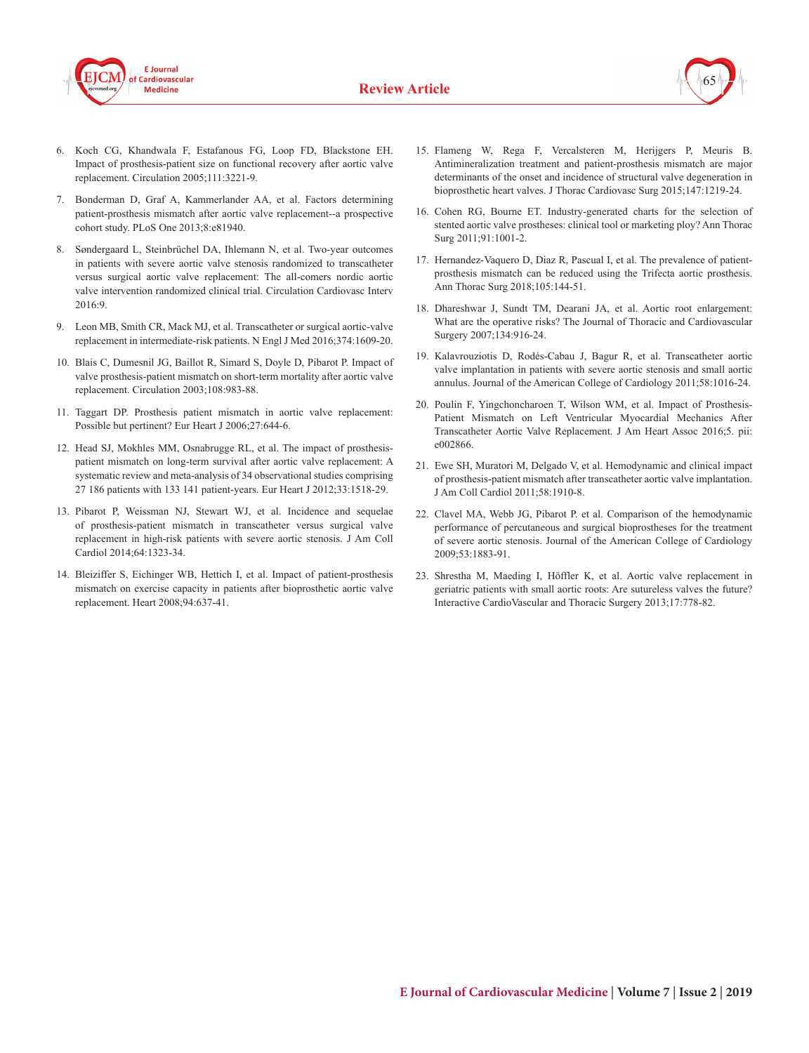6. Koch CG, Khandwala F, Estafanous FG, Loop FD, Blackstone EH. Impact of prosthesis-patient size on functional recovery after aortic valve replacement. Circulation 2005;111:3221-9.

7. Bonderman D, Graf A, Kammerlander AA, et al. Factors determining patient-prosthesis mismatch after aortic valve replacement--a prospective cohort study. PLoS One 2013;8:e81940.

8. Søndergaard L, Steinbrüchel DA, Ihlemann N, et al. Two-year outcomes in patients with severe aortic valve stenosis randomized to transcatheter versus surgical aortic valve replacement: The all-comers nordic aortic valve intervention randomized clinical trial. Circulation Cardiovasc Interv 2016:9.

9. Leon MB, Smith CR, Mack MJ, et al. Transcatheter or surgical aortic-valve replacement in intermediate-risk patients. N Engl J Med 2016;374:1609-20.

10. Blais C, Dumesnil JG, Baillot R, Simard S, Doyle D, Pibarot P. Impact of valve prosthesis-patient mismatch on short-term mortality after aortic valve replacement. Circulation 2003;108:983-88.

11. Taggart DP. Prosthesis patient mismatch in aortic valve replacement: Possible but pertinent? Eur Heart J 2006;27:644-6.

12. Head SJ, Mokhles MM, Osnabrugge RL, et al. The impact of prosthesis-patient mismatch on long-term survival after aortic valve replacement: A systematic review and meta-analysis of 34 observational studies comprising 27 186 patients with 133 141 patient-years. Eur Heart J 2012;33:1518-29.

13. Pibarot P, Weissman NJ, Stewart WJ, et al. Incidence and sequelae of prosthesis-patient mismatch in transcatheter versus surgical valve replacement in high-risk patients with severe aortic stenosis. J Am Coll Cardiol 2014;64:1323-34.

14. Bleiziffer S, Eichinger WB, Hettich I, et al. Impact of patient-prosthesis mismatch on exercise capacity in patients after bioprosthetic aortic valve replacement. Heart 2008;94:637-41.

15. Flameng W, Rega F, Vercalsteren M, Herijgers P, Meuris B. Antimineralization treatment and patient-prosthesis mismatch are major determinants of the onset and incidence of structural valve degeneration in bioprosthetic heart valves. J Thorac Cardiovasc Surg 2015;147:1219-24.

16. Cohen RG, Bourne ET. Industry-generated charts for the selection of stented aortic valve prostheses: clinical tool or marketing ploy? Ann Thorac Surg 2011;91:1001-2.

17. Hernandez-Vaquero D, Diaz R, Pascual I, et al. The prevalence of patient-prosthesis mismatch can be reduced using the Trifecta aortic prosthesis. Ann Thorac Surg 2018;105:144-51.

18. Dhareshwar J, Sundt TM, Dearani JA, et al. Aortic root enlargement: What are the operative risks? The Journal of Thoracic and Cardiovascular Surgery 2007;134:916-24.

19. Kalavrouziotis D, Rodés-Cabau J, Bagur R, et al. Transcatheter aortic valve implantation in patients with severe aortic stenosis and small aortic annulus. Journal of the American College of Cardiology 2011;58:1016-24.

20. Poulin F, Yingchoncharoen T, Wilson WM, et al. Impact of Prosthesis-Patient Mismatch on Left Ventricular Myocardial Mechanics After Transcatheter Aortic Valve Replacement. J Am Heart Assoc 2016;5. pii: e002866.

21. Ewe SH, Muratori M, Delgado V, et al. Hemodynamic and clinical impact of prosthesis-patient mismatch after transcatheter aortic valve implantation. J Am Coll Cardiol 2011;58:1910-8.

22. Clavel MA, Webb JG, Pibarot P. et al. Comparison of the hemodynamic performance of percutaneous and surgical bioprostheses for the treatment of severe aortic stenosis. Journal of the American College of Cardiology 2009;53:1883-91.

23. Shrestha M, Maeding I, Höffler K, et al. Aortic valve replacement in geriatric patients with small aortic roots: Are sutureless valves the future? Interactive CardioVascular and Thoracic Surgery 2013;17:778-82.